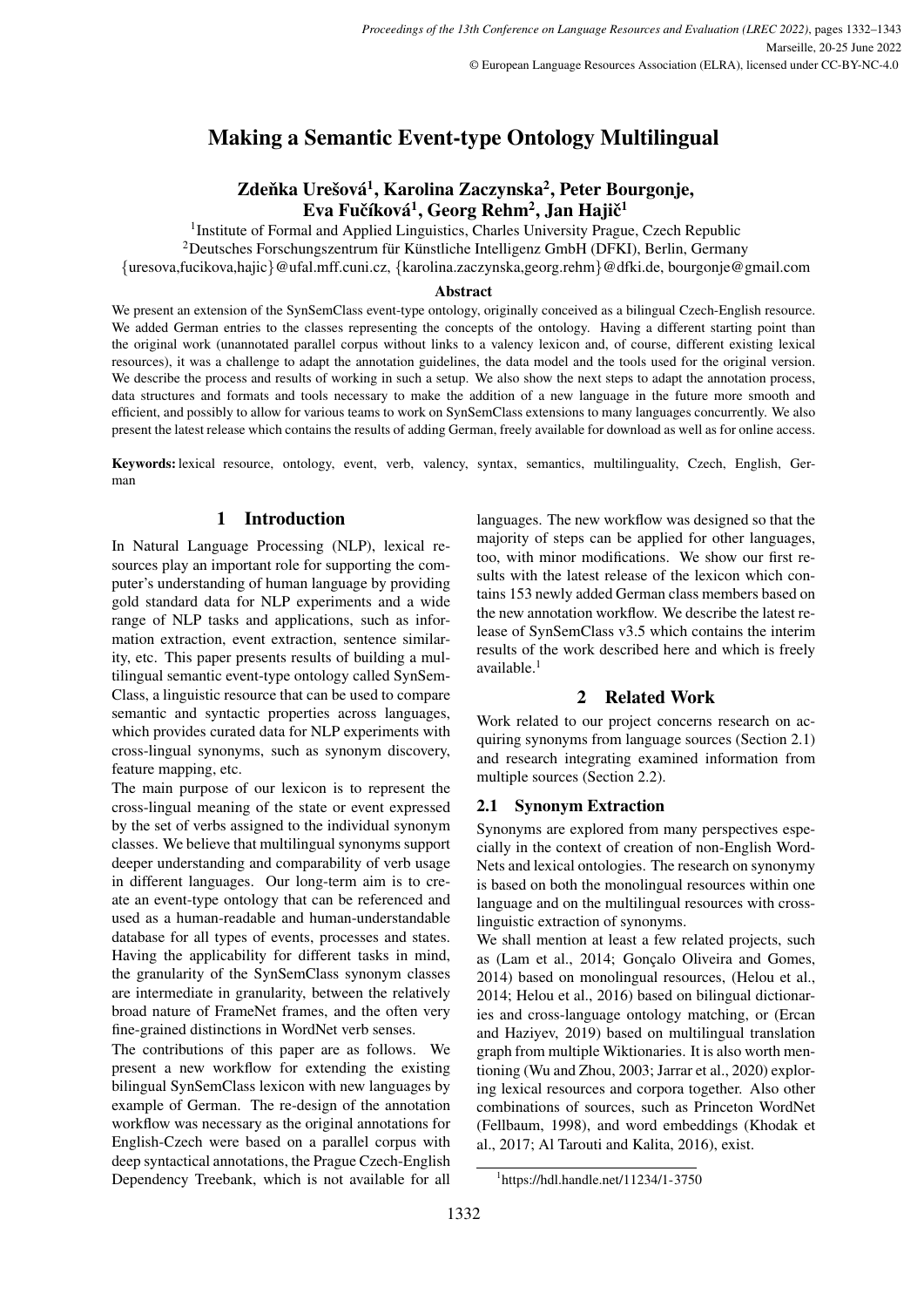# Making a Semantic Event-type Ontology Multilingual

**Zdeňka Urešová[1], Karolina Zaczynska[2], Peter Bourgonje, Eva Fučíková[1], Georg Rehm[2], Jan Hajič[1]**

[1]Institute of Formal and Applied Linguistics, Charles University Prague, Czech Republic
[2]Deutsches Forschungszentrum für Künstliche Intelligenz GmbH (DFKI), Berlin, Germany
{uresova,fucikova,hajic}@ufal.mff.cuni.cz, {karolina.zaczynska,georg.rehm}@dfki.de, bourgonje@gmail.com

### Abstract

We present an extension of the SynSemClass event-type ontology, originally conceived as a bilingual Czech-English resource. We added German entries to the classes representing the concepts of the ontology. Having a different starting point than the original work (unannotated parallel corpus without links to a valency lexicon and, of course, different existing lexical resources), it was a challenge to adapt the annotation guidelines, the data model and the tools used for the original version. We describe the process and results of working in such a setup. We also show the next steps to adapt the annotation process, data structures and formats and tools necessary to make the addition of a new language in the future more smooth and efficient, and possibly to allow for various teams to work on SynSemClass extensions to many languages concurrently. We also present the latest release which contains the results of adding German, freely available for download as well as for online access.

**Keywords:** lexical resource, ontology, event, verb, valency, syntax, semantics, multilinguality, Czech, English, German

## 1 Introduction

In Natural Language Processing (NLP), lexical resources play an important role for supporting the computer's understanding of human language by providing gold standard data for NLP experiments and a wide range of NLP tasks and applications, such as information extraction, event extraction, sentence similarity, etc. This paper presents results of building a multilingual semantic event-type ontology called SynSemClass, a linguistic resource that can be used to compare semantic and syntactic properties across languages, which provides curated data for NLP experiments with cross-lingual synonyms, such as synonym discovery, feature mapping, etc.

The main purpose of our lexicon is to represent the cross-lingual meaning of the state or event expressed by the set of verbs assigned to the individual synonym classes. We believe that multilingual synonyms support deeper understanding and comparability of verb usage in different languages. Our long-term aim is to create an event-type ontology that can be referenced and used as a human-readable and human-understandable database for all types of events, processes and states. Having the applicability for different tasks in mind, the granularity of the SynSemClass synonym classes are intermediate in granularity, between the relatively broad nature of FrameNet frames, and the often very fine-grained distinctions in WordNet verb senses.

The contributions of this paper are as follows. We present a new workflow for extending the existing bilingual SynSemClass lexicon with new languages by example of German. The re-design of the annotation workflow was necessary as the original annotations for English-Czech were based on a parallel corpus with deep syntactical annotations, the Prague Czech-English Dependency Treebank, which is not available for all languages. The new workflow was designed so that the majority of steps can be applied for other languages, too, with minor modifications. We show our first results with the latest release of the lexicon which contains 153 newly added German class members based on the new annotation workflow. We describe the latest release of SynSemClass v3.5 which contains the interim results of the work described here and which is freely available.[1]

## 2 Related Work

Work related to our project concerns research on acquiring synonyms from language sources (Section 2.1) and research integrating examined information from multiple sources (Section 2.2).

### 2.1 Synonym Extraction

Synonyms are explored from many perspectives especially in the context of creation of non-English WordNets and lexical ontologies. The research on synonymy is based on both the monolingual resources within one language and on the multilingual resources with cross-linguistic extraction of synonyms.

We shall mention at least a few related projects, such as (Lam et al., 2014; Gonçalo Oliveira and Gomes, 2014) based on monolingual resources, (Helou et al., 2014; Helou et al., 2016) based on bilingual dictionaries and cross-language ontology matching, or (Ercan and Haziyev, 2019) based on multilingual translation graph from multiple Wiktionaries. It is also worth mentioning (Wu and Zhou, 2003; Jarrar et al., 2020) exploring lexical resources and corpora together. Also other combinations of sources, such as Princeton WordNet (Fellbaum, 1998), and word embeddings (Khodak et al., 2017; Al Tarouti and Kalita, 2016), exist.

[1]https://hdl.handle.net/11234/1-3750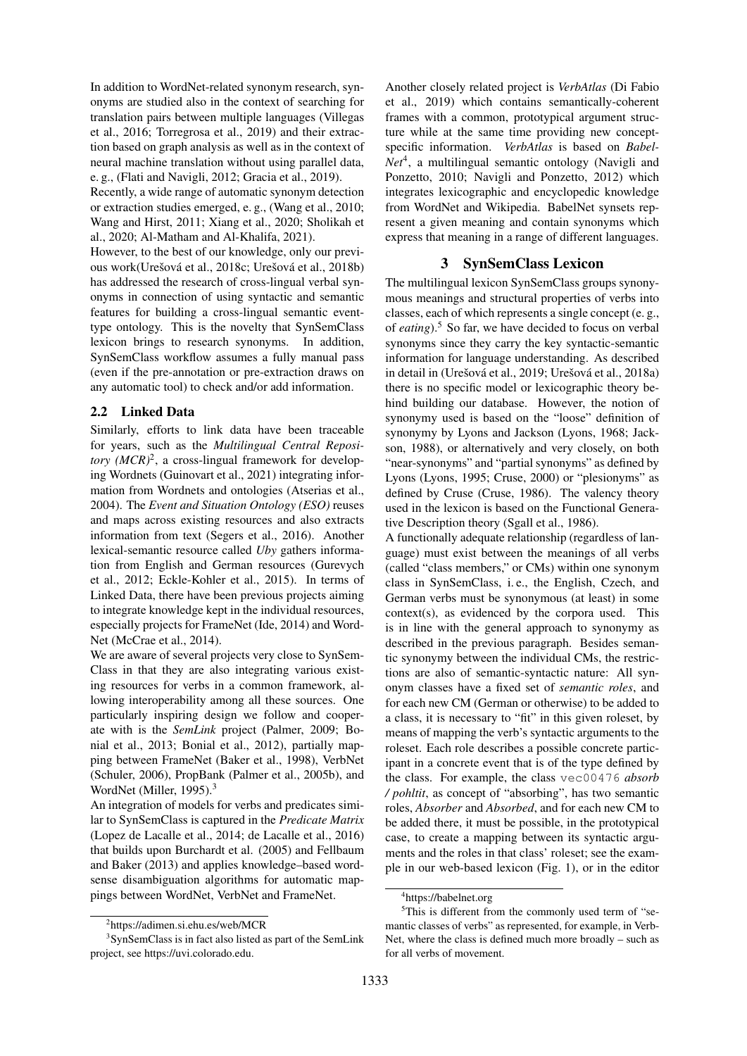In addition to WordNet-related synonym research, synonyms are studied also in the context of searching for translation pairs between multiple languages (Villegas et al., 2016; Torregrosa et al., 2019) and their extraction based on graph analysis as well as in the context of neural machine translation without using parallel data, e. g., (Flati and Navigli, 2012; Gracia et al., 2019).

Recently, a wide range of automatic synonym detection or extraction studies emerged, e. g., (Wang et al., 2010; Wang and Hirst, 2011; Xiang et al., 2020; Sholikah et al., 2020; Al-Matham and Al-Khalifa, 2021).

However, to the best of our knowledge, only our previous work(Urešová et al., 2018c; Urešová et al., 2018b) has addressed the research of cross-lingual verbal synonyms in connection of using syntactic and semantic features for building a cross-lingual semantic event-type ontology. This is the novelty that SynSemClass lexicon brings to research synonyms. In addition, SynSemClass workflow assumes a fully manual pass (even if the pre-annotation or pre-extraction draws on any automatic tool) to check and/or add information.

### 2.2 Linked Data

Similarly, efforts to link data have been traceable for years, such as the *Multilingual Central Repository (MCR)*[2], a cross-lingual framework for developing Wordnets (Guinovart et al., 2021) integrating information from Wordnets and ontologies (Atserias et al., 2004). The *Event and Situation Ontology (ESO)* reuses and maps across existing resources and also extracts information from text (Segers et al., 2016). Another lexical-semantic resource called *Uby* gathers information from English and German resources (Gurevych et al., 2012; Eckle-Kohler et al., 2015). In terms of Linked Data, there have been previous projects aiming to integrate knowledge kept in the individual resources, especially projects for FrameNet (Ide, 2014) and WordNet (McCrae et al., 2014).

We are aware of several projects very close to SynSemClass in that they are also integrating various existing resources for verbs in a common framework, allowing interoperability among all these sources. One particularly inspiring design we follow and cooperate with is the *SemLink* project (Palmer, 2009; Bonial et al., 2013; Bonial et al., 2012), partially mapping between FrameNet (Baker et al., 1998), VerbNet (Schuler, 2006), PropBank (Palmer et al., 2005b), and WordNet (Miller, 1995).[3]

An integration of models for verbs and predicates similar to SynSemClass is captured in the *Predicate Matrix* (Lopez de Lacalle et al., 2014; de Lacalle et al., 2016) that builds upon Burchardt et al. (2005) and Fellbaum and Baker (2013) and applies knowledge–based word-sense disambiguation algorithms for automatic mappings between WordNet, VerbNet and FrameNet.

Another closely related project is *VerbAtlas* (Di Fabio et al., 2019) which contains semantically-coherent frames with a common, prototypical argument structure while at the same time providing new concept-specific information. *VerbAtlas* is based on *BabelNet*[4], a multilingual semantic ontology (Navigli and Ponzetto, 2010; Navigli and Ponzetto, 2012) which integrates lexicographic and encyclopedic knowledge from WordNet and Wikipedia. BabelNet synsets represent a given meaning and contain synonyms which express that meaning in a range of different languages.

## 3 SynSemClass Lexicon

The multilingual lexicon SynSemClass groups synonymous meanings and structural properties of verbs into classes, each of which represents a single concept (e. g., of *eating*).[5] So far, we have decided to focus on verbal synonyms since they carry the key syntactic-semantic information for language understanding. As described in detail in (Urešová et al., 2019; Urešová et al., 2018a) there is no specific model or lexicographic theory behind building our database. However, the notion of synonymy used is based on the "loose" definition of synonymy by Lyons and Jackson (Lyons, 1968; Jackson, 1988), or alternatively and very closely, on both "near-synonyms" and "partial synonyms" as defined by Lyons (Lyons, 1995; Cruse, 2000) or "plesionyms" as defined by Cruse (Cruse, 1986). The valency theory used in the lexicon is based on the Functional Generative Description theory (Sgall et al., 1986).

A functionally adequate relationship (regardless of language) must exist between the meanings of all verbs (called "class members," or CMs) within one synonym class in SynSemClass, i. e., the English, Czech, and German verbs must be synonymous (at least) in some context(s), as evidenced by the corpora used. This is in line with the general approach to synonymy as described in the previous paragraph. Besides semantic synonymy between the individual CMs, the restrictions are also of semantic-syntactic nature: All synonym classes have a fixed set of *semantic roles*, and for each new CM (German or otherwise) to be added to a class, it is necessary to "fit" in this given roleset, by means of mapping the verb's syntactic arguments to the roleset. Each role describes a possible concrete participant in a concrete event that is of the type defined by the class. For example, the class `vec00476` *absorb / pohltit*, as concept of "absorbing", has two semantic roles, *Absorber* and *Absorbed*, and for each new CM to be added there, it must be possible, in the prototypical case, to create a mapping between its syntactic arguments and the roles in that class' roleset; see the example in our web-based lexicon (Fig. 1), or in the editor

[2] https://adimen.si.ehu.es/web/MCR

[3] SynSemClass is in fact also listed as part of the SemLink project, see https://uvi.colorado.edu.

[4] https://babelnet.org

[5] This is different from the commonly used term of "semantic classes of verbs" as represented, for example, in VerbNet, where the class is defined much more broadly – such as for all verbs of movement.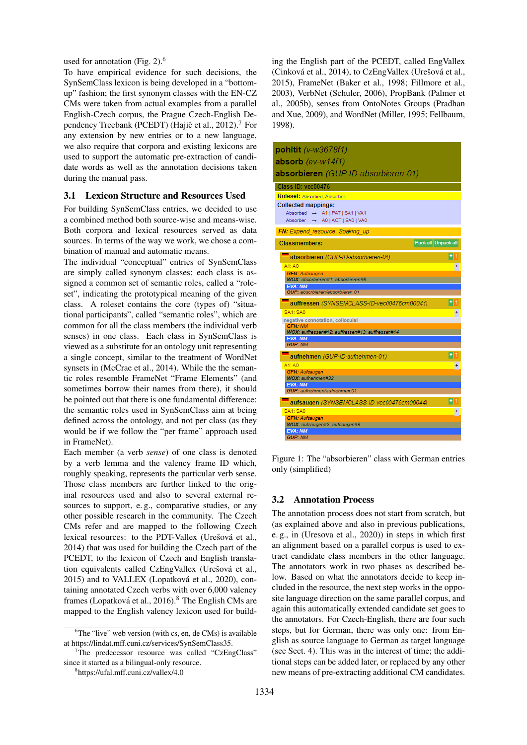used for annotation (Fig. 2).[6]

To have empirical evidence for such decisions, the SynSemClass lexicon is being developed in a "bottom-up" fashion; the first synonym classes with the EN-CZ CMs were taken from actual examples from a parallel English-Czech corpus, the Prague Czech-English Dependency Treebank (PCEDT) (Hajič et al., 2012).[7] For any extension by new entries or to a new language, we also require that corpora and existing lexicons are used to support the automatic pre-extraction of candidate words as well as the annotation decisions taken during the manual pass.

## 3.1 Lexicon Structure and Resources Used

For building SynSemClass entries, we decided to use a combined method both source-wise and means-wise. Both corpora and lexical resources served as data sources. In terms of the way we work, we chose a combination of manual and automatic means.

The individual "conceptual" entries of SynSemClass are simply called synonym classes; each class is assigned a common set of semantic roles, called a "roleset", indicating the prototypical meaning of the given class. A roleset contains the core (types of) "situational participants", called "semantic roles", which are common for all the class members (the individual verb senses) in one class. Each class in SynSemClass is viewed as a substitute for an ontology unit representing a single concept, similar to the treatment of WordNet synsets in (McCrae et al., 2014). While the semantic roles resemble FrameNet "Frame Elements" (and sometimes borrow their names from there), it should be pointed out that there is one fundamental difference: the semantic roles used in SynSemClass aim at being defined across the ontology, and not per class (as they would be if we follow the "per frame" approach used in FrameNet).

Each member (a verb *sense*) of one class is denoted by a verb lemma and the valency frame ID which, roughly speaking, represents the particular verb sense. Those class members are further linked to the original resources used and also to several external resources to support, e. g., comparative studies, or any other possible research in the community. The Czech CMs refer and are mapped to the following Czech lexical resources: to the PDT-Vallex (Urešová et al., 2014) that was used for building the Czech part of the PCEDT, to the lexicon of Czech and English translation equivalents called CzEngVallex (Urešová et al., 2015) and to VALLEX (Lopatková et al., 2020), containing annotated Czech verbs with over 6,000 valency frames (Lopatková et al., 2016).[8] The English CMs are mapped to the English valency lexicon used for building the English part of the PCEDT, called EngVallex (Cinková et al., 2014), to CzEngVallex (Urešová et al., 2015), FrameNet (Baker et al., 1998; Fillmore et al., 2003), VerbNet (Schuler, 2006), PropBank (Palmer et al., 2005b), senses from OntoNotes Groups (Pradhan and Xue, 2009), and WordNet (Miller, 1995; Fellbaum, 1998).

**pohltit** *(v-w3678f1)*
**absorb** *(ev-w14f1)*
**absorbieren** *(GUP-ID-absorbieren-01)*

Class ID: vec00476
Roleset: Absorbed; Absorber
Collected mappings:
Absorbed → A1 | PAT | SA1 | VA1
Absorber → A0 | ACT | SA0 | VA0
*FN: Expend_resource; Soaking_up*
Classmembers: [Pack all] [Unpack all]

**absorbieren** *(GUP-ID-absorbieren-01)*
A1; A0
*GFN: Aufsaugen*
*WOX: absorbieren#1; absorbieren#6*
*EVA: NM*
*GUP: absorbieren/absorbieren.01*

**auffressen** *(SYNSEMCLASS-ID-vec00476cm00041)*
SA1; SA0
negative connotation, colloquial
*GFN: NM*
*WOX: auffressen#12; auffressen#13; auffressen#14*
*EVA: NM*
*GUP: NM*

**aufnehmen** *(GUP-ID-aufnehmen-01)*
A1; A0
*GFN: Aufsaugen*
*WOX: aufnehmen#32*
*EVA: NM*
*GUP: aufnehmen/aufnehmen.01*

**aufsaugen** *(SYNSEMCLASS-ID-vec00476cm00044)*
SA1; SA0
*GFN: Aufsaugen*
*WOX: aufsaugen#2; aufsaugen#8*
*EVA: NM*
*GUP: NM*

Figure 1: The "absorbieren" class with German entries only (simplified)

## 3.2 Annotation Process

The annotation process does not start from scratch, but (as explained above and also in previous publications, e. g., in (Uresova et al., 2020)) in steps in which first an alignment based on a parallel corpus is used to extract candidate class members in the other language. The annotators work in two phases as described below. Based on what the annotators decide to keep included in the resource, the next step works in the opposite language direction on the same parallel corpus, and again this automatically extended candidate set goes to the annotators. For Czech-English, there are four such steps, but for German, there was only one: from English as source language to German as target language (see Sect. 4). This was in the interest of time; the additional steps can be added later, or replaced by any other new means of pre-extracting additional CM candidates.

---

[6] The "live" web version (with cs, en, de CMs) is available at https://lindat.mff.cuni.cz/services/SynSemClass35.

[7] The predecessor resource was called "CzEngClass" since it started as a bilingual-only resource.

[8] https://ufal.mff.cuni.cz/vallex/4.0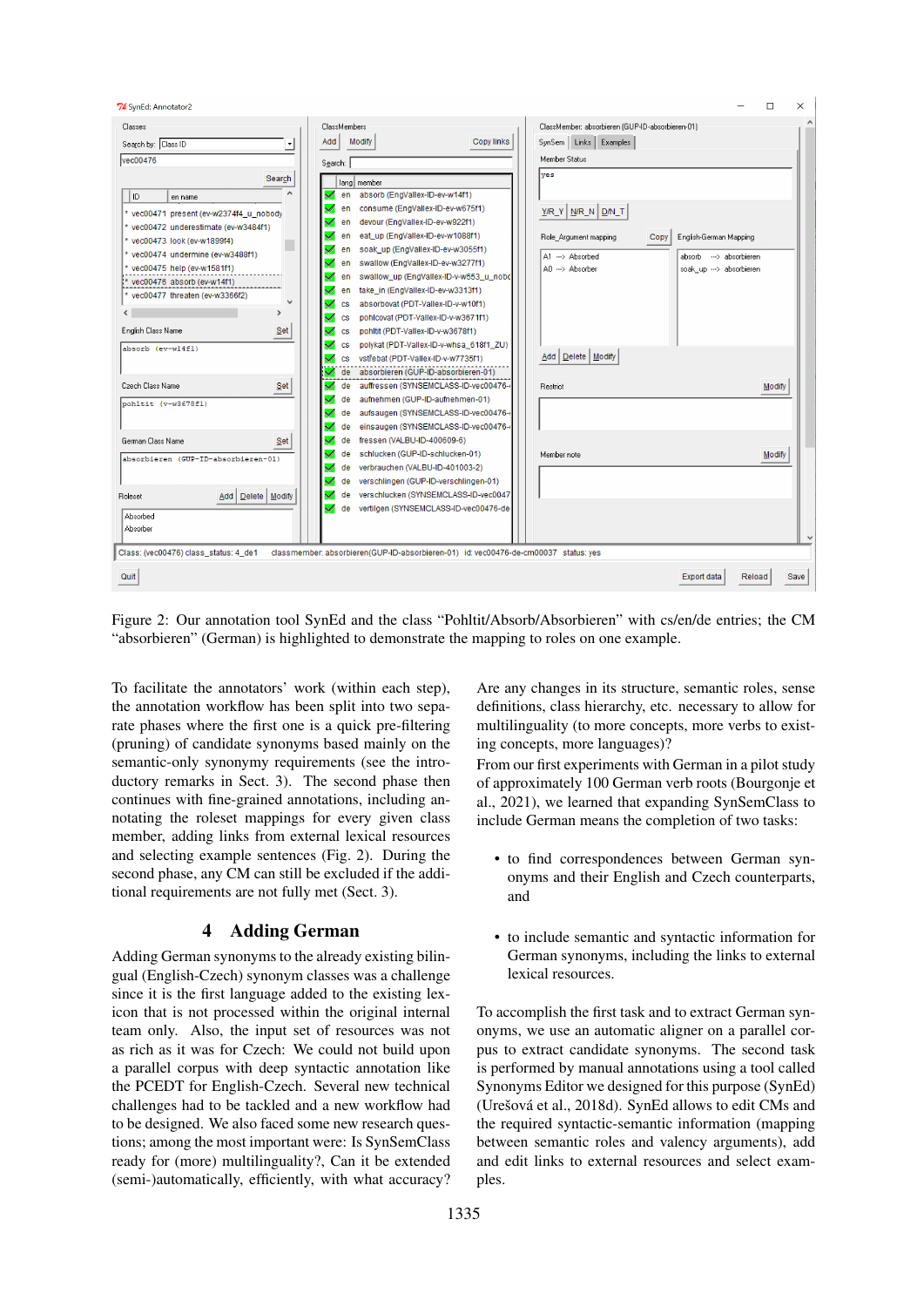Figure 2: Our annotation tool SynEd and the class "Pohltit/Absorb/Absorbieren" with cs/en/de entries; the CM "absorbieren" (German) is highlighted to demonstrate the mapping to roles on one example.

To facilitate the annotators' work (within each step), the annotation workflow has been split into two separate phases where the first one is a quick pre-filtering (pruning) of candidate synonyms based mainly on the semantic-only synonymy requirements (see the introductory remarks in Sect. 3). The second phase then continues with fine-grained annotations, including annotating the roleset mappings for every given class member, adding links from external lexical resources and selecting example sentences (Fig. 2). During the second phase, any CM can still be excluded if the additional requirements are not fully met (Sect. 3).

## 4 Adding German

Adding German synonyms to the already existing bilingual (English-Czech) synonym classes was a challenge since it is the first language added to the existing lexicon that is not processed within the original internal team only. Also, the input set of resources was not as rich as it was for Czech: We could not build upon a parallel corpus with deep syntactic annotation like the PCEDT for English-Czech. Several new technical challenges had to be tackled and a new workflow had to be designed. We also faced some new research questions; among the most important were: Is SynSemClass ready for (more) multilinguality?, Can it be extended (semi-)automatically, efficiently, with what accuracy? Are any changes in its structure, semantic roles, sense definitions, class hierarchy, etc. necessary to allow for multilinguality (to more concepts, more verbs to existing concepts, more languages)?

From our first experiments with German in a pilot study of approximately 100 German verb roots (Bourgonje et al., 2021), we learned that expanding SynSemClass to include German means the completion of two tasks:

- to find correspondences between German synonyms and their English and Czech counterparts, and
- to include semantic and syntactic information for German synonyms, including the links to external lexical resources.

To accomplish the first task and to extract German synonyms, we use an automatic aligner on a parallel corpus to extract candidate synonyms. The second task is performed by manual annotations using a tool called Synonyms Editor we designed for this purpose (SynEd) (Urešová et al., 2018d). SynEd allows to edit CMs and the required syntactic-semantic information (mapping between semantic roles and valency arguments), add and edit links to external resources and select examples.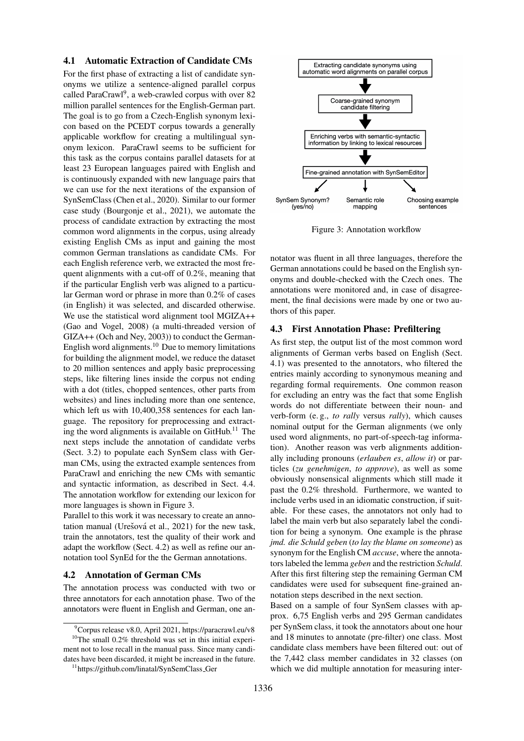### 4.1 Automatic Extraction of Candidate CMs

For the first phase of extracting a list of candidate synonyms we utilize a sentence-aligned parallel corpus called ParaCrawl[9], a web-crawled corpus with over 82 million parallel sentences for the English-German part. The goal is to go from a Czech-English synonym lexicon based on the PCEDT corpus towards a generally applicable workflow for creating a multilingual synonym lexicon. ParaCrawl seems to be sufficient for this task as the corpus contains parallel datasets for at least 23 European languages paired with English and is continuously expanded with new language pairs that we can use for the next iterations of the expansion of SynSemClass (Chen et al., 2020). Similar to our former case study (Bourgonje et al., 2021), we automate the process of candidate extraction by extracting the most common word alignments in the corpus, using already existing English CMs as input and gaining the most common German translations as candidate CMs. For each English reference verb, we extracted the most frequent alignments with a cut-off of 0.2%, meaning that if the particular English verb was aligned to a particular German word or phrase in more than 0.2% of cases (in English) it was selected, and discarded otherwise. We use the statistical word alignment tool MGIZA++ (Gao and Vogel, 2008) (a multi-threaded version of GIZA++ (Och and Ney, 2003)) to conduct the German-English word alignments.[10] Due to memory limitations for building the alignment model, we reduce the dataset to 20 million sentences and apply basic preprocessing steps, like filtering lines inside the corpus not ending with a dot (titles, chopped sentences, other parts from websites) and lines including more than one sentence, which left us with 10,400,358 sentences for each language. The repository for preprocessing and extracting the word alignments is available on GitHub.[11] The next steps include the annotation of candidate verbs (Sect. 3.2) to populate each SynSem class with German CMs, using the extracted example sentences from ParaCrawl and enriching the new CMs with semantic and syntactic information, as described in Sect. 4.4. The annotation workflow for extending our lexicon for more languages is shown in Figure 3.

Parallel to this work it was necessary to create an annotation manual (Urešová et al., 2021) for the new task, train the annotators, test the quality of their work and adapt the workflow (Sect. 4.2) as well as refine our annotation tool SynEd for the the German annotations.

### 4.2 Annotation of German CMs

The annotation process was conducted with two or three annotators for each annotation phase. Two of the annotators were fluent in English and German, one annotator was fluent in all three languages, therefore the German annotations could be based on the English synonyms and double-checked with the Czech ones. The annotations were monitored and, in case of disagreement, the final decisions were made by one or two authors of this paper.

Extracting candidate synonyms using automatic word alignments on parallel corpus

Coarse-grained synonym candidate filtering

Enriching verbs with semantic-syntactic information by linking to lexical resources

Fine-grained annotation with SynSemEditor

SynSem Synonym? (yes/no) | Semantic role mapping | Choosing example sentences

Figure 3: Annotation workflow

### 4.3 First Annotation Phase: Prefiltering

As first step, the output list of the most common word alignments of German verbs based on English (Sect. 4.1) was presented to the annotators, who filtered the entries mainly according to synonymous meaning and regarding formal requirements. One common reason for excluding an entry was the fact that some English words do not differentiate between their noun- and verb-form (e. g., *to rally* versus *rally*), which causes nominal output for the German alignments (we only used word alignments, no part-of-speech-tag information). Another reason was verb alignments additionally including pronouns (*erlauben es*, *allow it*) or particles (*zu genehmigen*, *to approve*), as well as some obviously nonsensical alignments which still made it past the 0.2% threshold. Furthermore, we wanted to include verbs used in an idiomatic construction, if suitable. For these cases, the annotators not only had to label the main verb but also separately label the condition for being a synonym. One example is the phrase *jmd. die Schuld geben* (*to lay the blame on someone*) as synonym for the English CM *accuse*, where the annotators labeled the lemma *geben* and the restriction *Schuld*. After this first filtering step the remaining German CM candidates were used for subsequent fine-grained annotation steps described in the next section.

Based on a sample of four SynSem classes with approx. 6,75 English verbs and 295 German candidates per SynSem class, it took the annotators about one hour and 18 minutes to annotate (pre-filter) one class. Most candidate class members have been filtered out: out of the 7,442 class member candidates in 32 classes (on which we did multiple annotation for measuring inter-

---

[9] Corpus release v8.0, April 2021, https://paracrawl.eu/v8

[10] The small 0.2% threshold was set in this initial experiment not to lose recall in the manual pass. Since many candidates have been discarded, it might be increased in the future.

[11] https://github.com/linatal/SynSemClass_Ger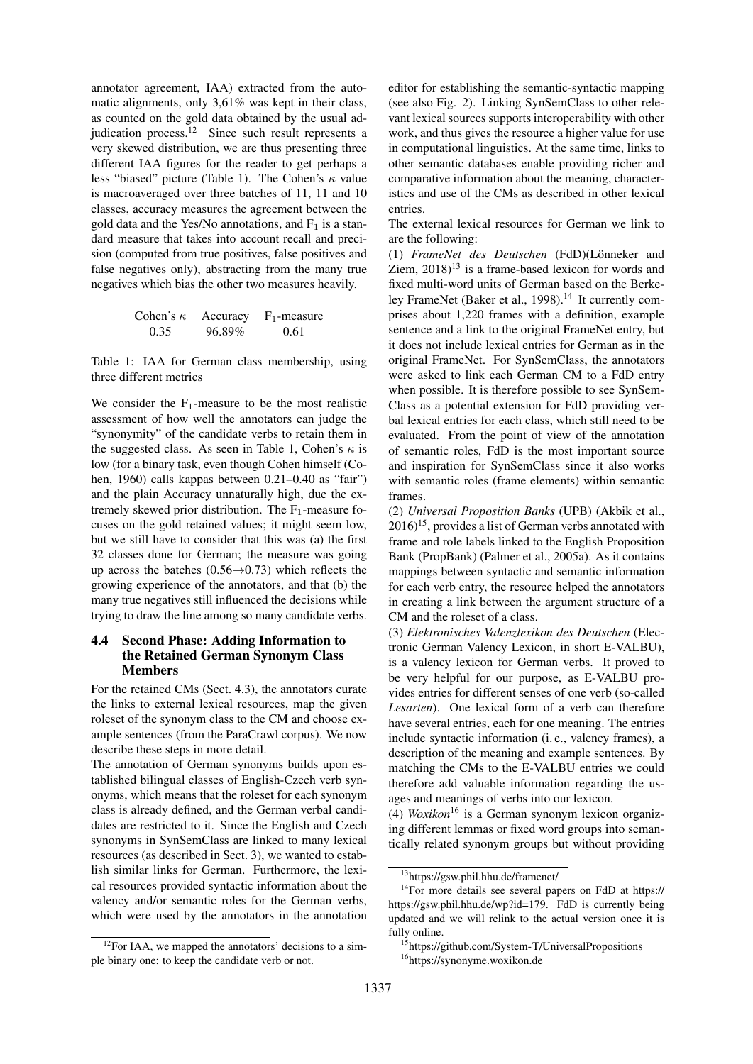annotator agreement, IAA) extracted from the automatic alignments, only 3,61% was kept in their class, as counted on the gold data obtained by the usual adjudication process.[12] Since such result represents a very skewed distribution, we are thus presenting three different IAA figures for the reader to get perhaps a less "biased" picture (Table 1). The Cohen's $\kappa$ value is macroaveraged over three batches of 11, 11 and 10 classes, accuracy measures the agreement between the gold data and the Yes/No annotations, and $F_1$ is a standard measure that takes into account recall and precision (computed from true positives, false positives and false negatives only), abstracting from the many true negatives which bias the other two measures heavily.

| Cohen's $\kappa$ | Accuracy | $F_1$-measure |
|---|---|---|
| 0.35 | 96.89% | 0.61 |

Table 1: IAA for German class membership, using three different metrics

We consider the $F_1$-measure to be the most realistic assessment of how well the annotators can judge the "synonymity" of the candidate verbs to retain them in the suggested class. As seen in Table 1, Cohen's $\kappa$ is low (for a binary task, even though Cohen himself (Cohen, 1960) calls kappas between 0.21–0.40 as "fair") and the plain Accuracy unnaturally high, due the extremely skewed prior distribution. The $F_1$-measure focuses on the gold retained values; it might seem low, but we still have to consider that this was (a) the first 32 classes done for German; the measure was going up across the batches ($0.56 \rightarrow 0.73$) which reflects the growing experience of the annotators, and that (b) the many true negatives still influenced the decisions while trying to draw the line among so many candidate verbs.

### 4.4 Second Phase: Adding Information to the Retained German Synonym Class Members

For the retained CMs (Sect. 4.3), the annotators curate the links to external lexical resources, map the given roleset of the synonym class to the CM and choose example sentences (from the ParaCrawl corpus). We now describe these steps in more detail.

The annotation of German synonyms builds upon established bilingual classes of English-Czech verb synonyms, which means that the roleset for each synonym class is already defined, and the German verbal candidates are restricted to it. Since the English and Czech synonyms in SynSemClass are linked to many lexical resources (as described in Sect. 3), we wanted to establish similar links for German. Furthermore, the lexical resources provided syntactic information about the valency and/or semantic roles for the German verbs, which were used by the annotators in the annotation editor for establishing the semantic-syntactic mapping (see also Fig. 2). Linking SynSemClass to other relevant lexical sources supports interoperability with other work, and thus gives the resource a higher value for use in computational linguistics. At the same time, links to other semantic databases enable providing richer and comparative information about the meaning, characteristics and use of the CMs as described in other lexical entries.

The external lexical resources for German we link to are the following:

(1) *FrameNet des Deutschen* (FdD)(Lönneker and Ziem, 2018)[13] is a frame-based lexicon for words and fixed multi-word units of German based on the Berkeley FrameNet (Baker et al., 1998).[14] It currently comprises about 1,220 frames with a definition, example sentence and a link to the original FrameNet entry, but it does not include lexical entries for German as in the original FrameNet. For SynSemClass, the annotators were asked to link each German CM to a FdD entry when possible. It is therefore possible to see SynSemClass as a potential extension for FdD providing verbal lexical entries for each class, which still need to be evaluated. From the point of view of the annotation of semantic roles, FdD is the most important source and inspiration for SynSemClass since it also works with semantic roles (frame elements) within semantic frames.

(2) *Universal Proposition Banks* (UPB) (Akbik et al., 2016)[15], provides a list of German verbs annotated with frame and role labels linked to the English Proposition Bank (PropBank) (Palmer et al., 2005a). As it contains mappings between syntactic and semantic information for each verb entry, the resource helped the annotators in creating a link between the argument structure of a CM and the roleset of a class.

(3) *Elektronisches Valenzlexikon des Deutschen* (Electronic German Valency Lexicon, in short E-VALBU), is a valency lexicon for German verbs. It proved to be very helpful for our purpose, as E-VALBU provides entries for different senses of one verb (so-called *Lesarten*). One lexical form of a verb can therefore have several entries, each for one meaning. The entries include syntactic information (i. e., valency frames), a description of the meaning and example sentences. By matching the CMs to the E-VALBU entries we could therefore add valuable information regarding the usages and meanings of verbs into our lexicon.

(4) *Woxikon*[16] is a German synonym lexicon organizing different lemmas or fixed word groups into semantically related synonym groups but without providing

[12] For IAA, we mapped the annotators' decisions to a simple binary one: to keep the candidate verb or not.

[13] https://gsw.phil.hhu.de/framenet/

[14] For more details see several papers on FdD at https://https://gsw.phil.hhu.de/wp?id=179. FdD is currently being updated and we will relink to the actual version once it is fully online.

[15] https://github.com/System-T/UniversalPropositions

[16] https://synonyme.woxikon.de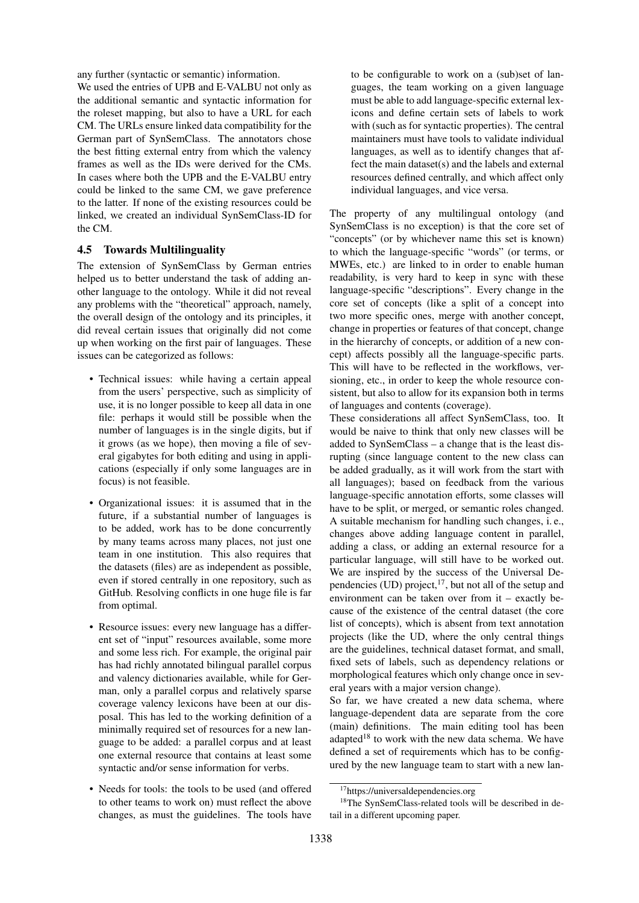any further (syntactic or semantic) information.

We used the entries of UPB and E-VALBU not only as the additional semantic and syntactic information for the roleset mapping, but also to have a URL for each CM. The URLs ensure linked data compatibility for the German part of SynSemClass. The annotators chose the best fitting external entry from which the valency frames as well as the IDs were derived for the CMs. In cases where both the UPB and the E-VALBU entry could be linked to the same CM, we gave preference to the latter. If none of the existing resources could be linked, we created an individual SynSemClass-ID for the CM.

### 4.5 Towards Multilinguality

The extension of SynSemClass by German entries helped us to better understand the task of adding another language to the ontology. While it did not reveal any problems with the "theoretical" approach, namely, the overall design of the ontology and its principles, it did reveal certain issues that originally did not come up when working on the first pair of languages. These issues can be categorized as follows:

- Technical issues: while having a certain appeal from the users' perspective, such as simplicity of use, it is no longer possible to keep all data in one file: perhaps it would still be possible when the number of languages is in the single digits, but if it grows (as we hope), then moving a file of several gigabytes for both editing and using in applications (especially if only some languages are in focus) is not feasible.
- Organizational issues: it is assumed that in the future, if a substantial number of languages is to be added, work has to be done concurrently by many teams across many places, not just one team in one institution. This also requires that the datasets (files) are as independent as possible, even if stored centrally in one repository, such as GitHub. Resolving conflicts in one huge file is far from optimal.
- Resource issues: every new language has a different set of "input" resources available, some more and some less rich. For example, the original pair has had richly annotated bilingual parallel corpus and valency dictionaries available, while for German, only a parallel corpus and relatively sparse coverage valency lexicons have been at our disposal. This has led to the working definition of a minimally required set of resources for a new language to be added: a parallel corpus and at least one external resource that contains at least some syntactic and/or sense information for verbs.
- Needs for tools: the tools to be used (and offered to other teams to work on) must reflect the above changes, as must the guidelines. The tools have to be configurable to work on a (sub)set of languages, the team working on a given language must be able to add language-specific external lexicons and define certain sets of labels to work with (such as for syntactic properties). The central maintainers must have tools to validate individual languages, as well as to identify changes that affect the main dataset(s) and the labels and external resources defined centrally, and which affect only individual languages, and vice versa.

The property of any multilingual ontology (and SynSemClass is no exception) is that the core set of "concepts" (or by whichever name this set is known) to which the language-specific "words" (or terms, or MWEs, etc.) are linked to in order to enable human readability, is very hard to keep in sync with these language-specific "descriptions". Every change in the core set of concepts (like a split of a concept into two more specific ones, merge with another concept, change in properties or features of that concept, change in the hierarchy of concepts, or addition of a new concept) affects possibly all the language-specific parts. This will have to be reflected in the workflows, versioning, etc., in order to keep the whole resource consistent, but also to allow for its expansion both in terms of languages and contents (coverage).

These considerations all affect SynSemClass, too. It would be naive to think that only new classes will be added to SynSemClass – a change that is the least disrupting (since language content to the new class can be added gradually, as it will work from the start with all languages); based on feedback from the various language-specific annotation efforts, some classes will have to be split, or merged, or semantic roles changed. A suitable mechanism for handling such changes, i. e., changes above adding language content in parallel, adding a class, or adding an external resource for a particular language, will still have to be worked out. We are inspired by the success of the Universal Dependencies (UD) project,[17], but not all of the setup and environment can be taken over from it – exactly because of the existence of the central dataset (the core list of concepts), which is absent from text annotation projects (like the UD, where the only central things are the guidelines, technical dataset format, and small, fixed sets of labels, such as dependency relations or morphological features which only change once in several years with a major version change).

So far, we have created a new data schema, where language-dependent data are separate from the core (main) definitions. The main editing tool has been adapted[18] to work with the new data schema. We have defined a set of requirements which has to be configured by the new language team to start with a new lan-

[17] https://universaldependencies.org

[18] The SynSemClass-related tools will be described in detail in a different upcoming paper.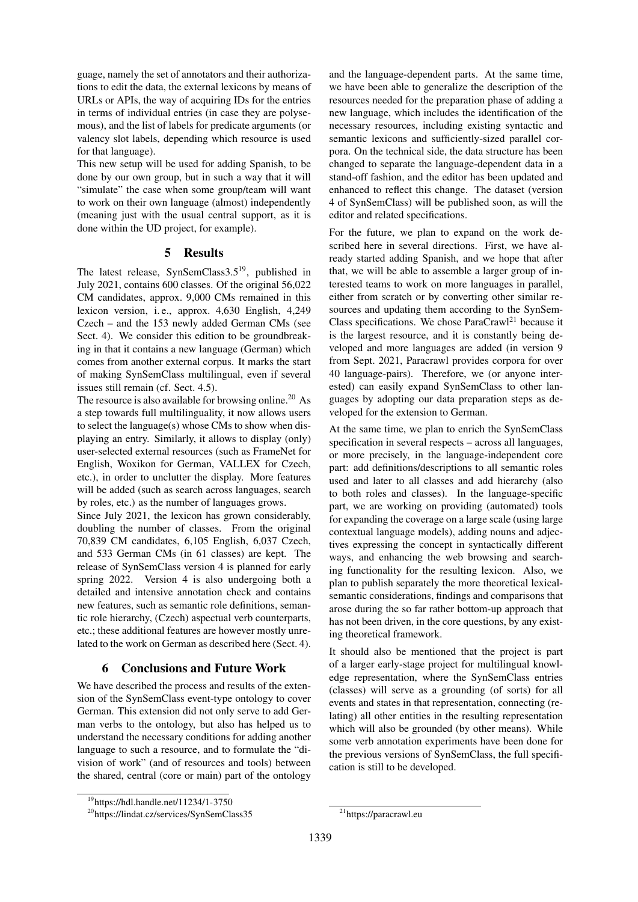guage, namely the set of annotators and their authorizations to edit the data, the external lexicons by means of URLs or APIs, the way of acquiring IDs for the entries in terms of individual entries (in case they are polysemous), and the list of labels for predicate arguments (or valency slot labels, depending which resource is used for that language).

This new setup will be used for adding Spanish, to be done by our own group, but in such a way that it will "simulate" the case when some group/team will want to work on their own language (almost) independently (meaning just with the usual central support, as it is done within the UD project, for example).

## 5 Results

The latest release, SynSemClass3.5[19], published in July 2021, contains 600 classes. Of the original 56,022 CM candidates, approx. 9,000 CMs remained in this lexicon version, i. e., approx. 4,630 English, 4,249 Czech – and the 153 newly added German CMs (see Sect. 4). We consider this edition to be groundbreaking in that it contains a new language (German) which comes from another external corpus. It marks the start of making SynSemClass multilingual, even if several issues still remain (cf. Sect. 4.5).

The resource is also available for browsing online.[20] As a step towards full multilinguality, it now allows users to select the language(s) whose CMs to show when displaying an entry. Similarly, it allows to display (only) user-selected external resources (such as FrameNet for English, Woxikon for German, VALLEX for Czech, etc.), in order to unclutter the display. More features will be added (such as search across languages, search by roles, etc.) as the number of languages grows.

Since July 2021, the lexicon has grown considerably, doubling the number of classes. From the original 70,839 CM candidates, 6,105 English, 6,037 Czech, and 533 German CMs (in 61 classes) are kept. The release of SynSemClass version 4 is planned for early spring 2022. Version 4 is also undergoing both a detailed and intensive annotation check and contains new features, such as semantic role definitions, semantic role hierarchy, (Czech) aspectual verb counterparts, etc.; these additional features are however mostly unrelated to the work on German as described here (Sect. 4).

## 6 Conclusions and Future Work

We have described the process and results of the extension of the SynSemClass event-type ontology to cover German. This extension did not only serve to add German verbs to the ontology, but also has helped us to understand the necessary conditions for adding another language to such a resource, and to formulate the "division of work" (and of resources and tools) between the shared, central (core or main) part of the ontology and the language-dependent parts. At the same time, we have been able to generalize the description of the resources needed for the preparation phase of adding a new language, which includes the identification of the necessary resources, including existing syntactic and semantic lexicons and sufficiently-sized parallel corpora. On the technical side, the data structure has been changed to separate the language-dependent data in a stand-off fashion, and the editor has been updated and enhanced to reflect this change. The dataset (version 4 of SynSemClass) will be published soon, as will the editor and related specifications.

For the future, we plan to expand on the work described here in several directions. First, we have already started adding Spanish, and we hope that after that, we will be able to assemble a larger group of interested teams to work on more languages in parallel, either from scratch or by converting other similar resources and updating them according to the SynSemClass specifications. We chose ParaCrawl[21] because it is the largest resource, and it is constantly being developed and more languages are added (in version 9 from Sept. 2021, Paracrawl provides corpora for over 40 language-pairs). Therefore, we (or anyone interested) can easily expand SynSemClass to other languages by adopting our data preparation steps as developed for the extension to German.

At the same time, we plan to enrich the SynSemClass specification in several respects – across all languages, or more precisely, in the language-independent core part: add definitions/descriptions to all semantic roles used and later to all classes and add hierarchy (also to both roles and classes). In the language-specific part, we are working on providing (automated) tools for expanding the coverage on a large scale (using large contextual language models), adding nouns and adjectives expressing the concept in syntactically different ways, and enhancing the web browsing and searching functionality for the resulting lexicon. Also, we plan to publish separately the more theoretical lexical-semantic considerations, findings and comparisons that arose during the so far rather bottom-up approach that has not been driven, in the core questions, by any existing theoretical framework.

It should also be mentioned that the project is part of a larger early-stage project for multilingual knowledge representation, where the SynSemClass entries (classes) will serve as a grounding (of sorts) for all events and states in that representation, connecting (relating) all other entities in the resulting representation which will also be grounded (by other means). While some verb annotation experiments have been done for the previous versions of SynSemClass, the full specification is still to be developed.

[19] https://hdl.handle.net/11234/1-3750

[20] https://lindat.cz/services/SynSemClass35

[21] https://paracrawl.eu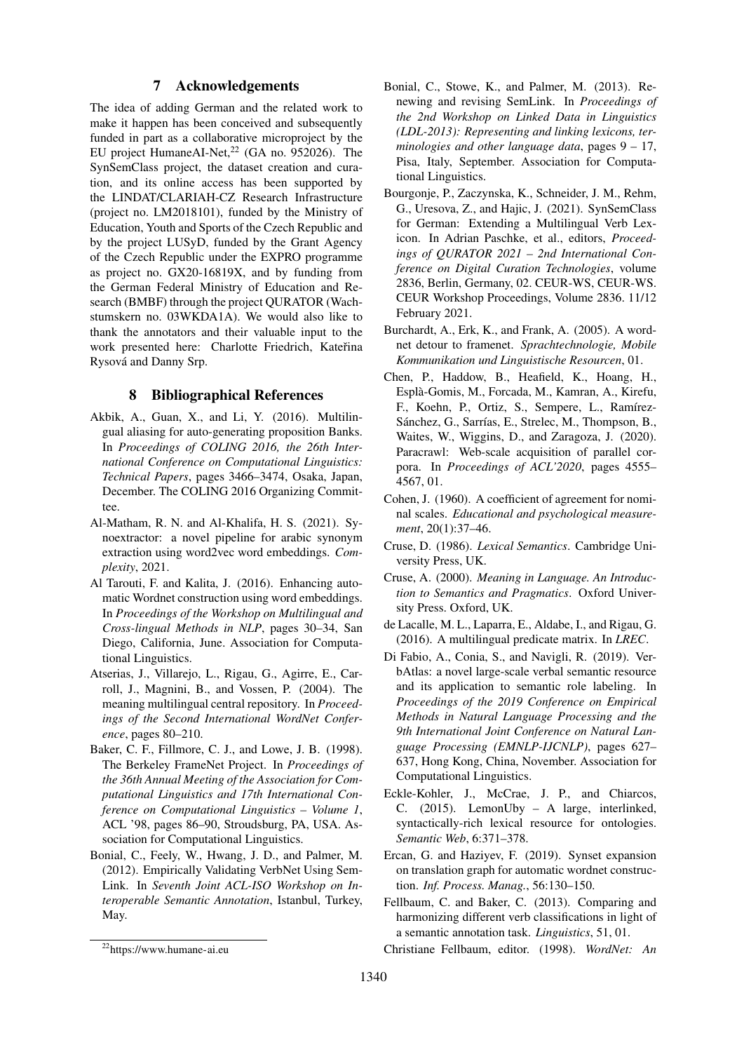## 7 Acknowledgements

The idea of adding German and the related work to make it happen has been conceived and subsequently funded in part as a collaborative microproject by the EU project HumaneAI-Net,[22] (GA no. 952026). The SynSemClass project, the dataset creation and curation, and its online access has been supported by the LINDAT/CLARIAH-CZ Research Infrastructure (project no. LM2018101), funded by the Ministry of Education, Youth and Sports of the Czech Republic and by the project LUSyD, funded by the Grant Agency of the Czech Republic under the EXPRO programme as project no. GX20-16819X, and by funding from the German Federal Ministry of Education and Research (BMBF) through the project QURATOR (Wachstumskern no. 03WKDA1A). We would also like to thank the annotators and their valuable input to the work presented here: Charlotte Friedrich, Kateřina Rysová and Danny Srp.

## 8 Bibliographical References

Akbik, A., Guan, X., and Li, Y. (2016). Multilingual aliasing for auto-generating proposition Banks. In *Proceedings of COLING 2016, the 26th International Conference on Computational Linguistics: Technical Papers*, pages 3466–3474, Osaka, Japan, December. The COLING 2016 Organizing Committee.

Al-Matham, R. N. and Al-Khalifa, H. S. (2021). Synoextractor: a novel pipeline for arabic synonym extraction using word2vec word embeddings. *Complexity*, 2021.

Al Tarouti, F. and Kalita, J. (2016). Enhancing automatic Wordnet construction using word embeddings. In *Proceedings of the Workshop on Multilingual and Cross-lingual Methods in NLP*, pages 30–34, San Diego, California, June. Association for Computational Linguistics.

Atserias, J., Villarejo, L., Rigau, G., Agirre, E., Carroll, J., Magnini, B., and Vossen, P. (2004). The meaning multilingual central repository. In *Proceedings of the Second International WordNet Conference*, pages 80–210.

Baker, C. F., Fillmore, C. J., and Lowe, J. B. (1998). The Berkeley FrameNet Project. In *Proceedings of the 36th Annual Meeting of the Association for Computational Linguistics and 17th International Conference on Computational Linguistics – Volume 1*, ACL '98, pages 86–90, Stroudsburg, PA, USA. Association for Computational Linguistics.

Bonial, C., Feely, W., Hwang, J. D., and Palmer, M. (2012). Empirically Validating VerbNet Using SemLink. In *Seventh Joint ACL-ISO Workshop on Interoperable Semantic Annotation*, Istanbul, Turkey, May.

Bonial, C., Stowe, K., and Palmer, M. (2013). Renewing and revising SemLink. In *Proceedings of the 2nd Workshop on Linked Data in Linguistics (LDL-2013): Representing and linking lexicons, terminologies and other language data*, pages 9 – 17, Pisa, Italy, September. Association for Computational Linguistics.

Bourgonje, P., Zaczynska, K., Schneider, J. M., Rehm, G., Uresova, Z., and Hajic, J. (2021). SynSemClass for German: Extending a Multilingual Verb Lexicon. In Adrian Paschke, et al., editors, *Proceedings of QURATOR 2021 – 2nd International Conference on Digital Curation Technologies*, volume 2836, Berlin, Germany, 02. CEUR-WS, CEUR-WS. CEUR Workshop Proceedings, Volume 2836. 11/12 February 2021.

Burchardt, A., Erk, K., and Frank, A. (2005). A wordnet detour to framenet. *Sprachtechnologie, Mobile Kommunikation und Linguistische Resourcen*, 01.

Chen, P., Haddow, B., Heafield, K., Hoang, H., Esplà-Gomis, M., Forcada, M., Kamran, A., Kirefu, F., Koehn, P., Ortiz, S., Sempere, L., Ramírez-Sánchez, G., Sarrías, E., Strelec, M., Thompson, B., Waites, W., Wiggins, D., and Zaragoza, J. (2020). Paracrawl: Web-scale acquisition of parallel corpora. In *Proceedings of ACL'2020*, pages 4555–4567, 01.

Cohen, J. (1960). A coefficient of agreement for nominal scales. *Educational and psychological measurement*, 20(1):37–46.

Cruse, D. (1986). *Lexical Semantics*. Cambridge University Press, UK.

Cruse, A. (2000). *Meaning in Language. An Introduction to Semantics and Pragmatics*. Oxford University Press. Oxford, UK.

de Lacalle, M. L., Laparra, E., Aldabe, I., and Rigau, G. (2016). A multilingual predicate matrix. In *LREC*.

Di Fabio, A., Conia, S., and Navigli, R. (2019). VerbAtlas: a novel large-scale verbal semantic resource and its application to semantic role labeling. In *Proceedings of the 2019 Conference on Empirical Methods in Natural Language Processing and the 9th International Joint Conference on Natural Language Processing (EMNLP-IJCNLP)*, pages 627–637, Hong Kong, China, November. Association for Computational Linguistics.

Eckle-Kohler, J., McCrae, J. P., and Chiarcos, C. (2015). LemonUby – A large, interlinked, syntactically-rich lexical resource for ontologies. *Semantic Web*, 6:371–378.

Ercan, G. and Haziyev, F. (2019). Synset expansion on translation graph for automatic wordnet construction. *Inf. Process. Manag.*, 56:130–150.

Fellbaum, C. and Baker, C. (2013). Comparing and harmonizing different verb classifications in light of a semantic annotation task. *Linguistics*, 51, 01.

Christiane Fellbaum, editor. (1998). *WordNet: An*

[22] https://www.humane-ai.eu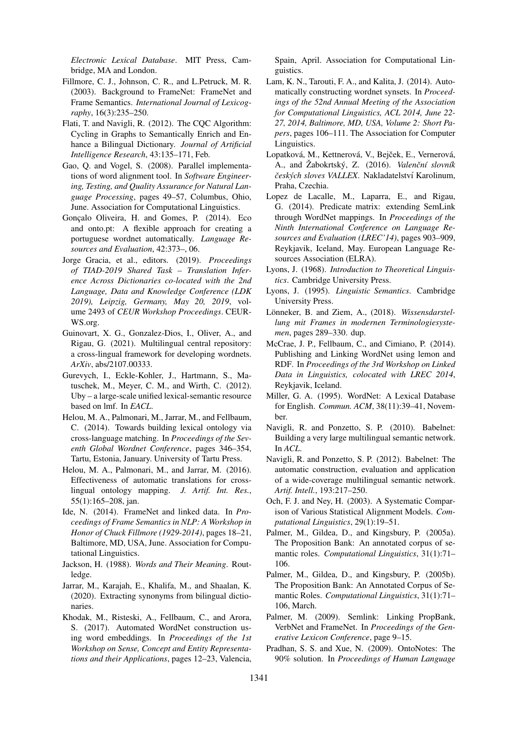*Electronic Lexical Database*. MIT Press, Cambridge, MA and London.

Fillmore, C. J., Johnson, C. R., and L.Petruck, M. R. (2003). Background to FrameNet: FrameNet and Frame Semantics. *International Journal of Lexicography*, 16(3):235–250.

Flati, T. and Navigli, R. (2012). The CQC Algorithm: Cycling in Graphs to Semantically Enrich and Enhance a Bilingual Dictionary. *Journal of Artificial Intelligence Research*, 43:135–171, Feb.

Gao, Q. and Vogel, S. (2008). Parallel implementations of word alignment tool. In *Software Engineering, Testing, and Quality Assurance for Natural Language Processing*, pages 49–57, Columbus, Ohio, June. Association for Computational Linguistics.

Gonçalo Oliveira, H. and Gomes, P. (2014). Eco and onto.pt: A flexible approach for creating a portuguese wordnet automatically. *Language Resources and Evaluation*, 48:373–.

Jorge Gracia, et al., editors. (2019). *Proceedings of TIAD-2019 Shared Task – Translation Inference Across Dictionaries co-located with the 2nd Language, Data and Knowledge Conference (LDK 2019), Leipzig, Germany, May 20, 2019*, volume 2493 of *CEUR Workshop Proceedings*. CEUR-WS.org.

Guinovart, X. G., Gonzalez-Dios, I., Oliver, A., and Rigau, G. (2021). Multilingual central repository: a cross-lingual framework for developing wordnets. *ArXiv*, abs/2107.00333.

Gurevych, I., Eckle-Kohler, J., Hartmann, S., Matuschek, M., Meyer, C. M., and Wirth, C. (2012). Uby – a large-scale unified lexical-semantic resource based on lmf. In *EACL*.

Helou, M. A., Palmonari, M., Jarrar, M., and Fellbaum, C. (2014). Towards building lexical ontology via cross-language matching. In *Proceedings of the Seventh Global Wordnet Conference*, pages 346–354, Tartu, Estonia, January. University of Tartu Press.

Helou, M. A., Palmonari, M., and Jarrar, M. (2016). Effectiveness of automatic translations for cross-lingual ontology mapping. *J. Artif. Int. Res.*, 55(1):165–208, jan.

Ide, N. (2014). FrameNet and linked data. In *Proceedings of Frame Semantics in NLP: A Workshop in Honor of Chuck Fillmore (1929-2014)*, pages 18–21, Baltimore, MD, USA, June. Association for Computational Linguistics.

Jackson, H. (1988). *Words and Their Meaning*. Routledge.

Jarrar, M., Karajah, E., Khalifa, M., and Shaalan, K. (2020). Extracting synonyms from bilingual dictionaries.

Khodak, M., Risteski, A., Fellbaum, C., and Arora, S. (2017). Automated WordNet construction using word embeddings. In *Proceedings of the 1st Workshop on Sense, Concept and Entity Representations and their Applications*, pages 12–23, Valencia, Spain, April. Association for Computational Linguistics.

Lam, K. N., Tarouti, F. A., and Kalita, J. (2014). Automatically constructing wordnet synsets. In *Proceedings of the 52nd Annual Meeting of the Association for Computational Linguistics, ACL 2014, June 22-27, 2014, Baltimore, MD, USA, Volume 2: Short Papers*, pages 106–111. The Association for Computer Linguistics.

Lopatková, M., Kettnerová, V., Bejček, E., Vernerová, A., and Žabokrtský, Z. (2016). *Valenční slovník českých sloves VALLEX*. Nakladatelství Karolinum, Praha, Czechia.

Lopez de Lacalle, M., Laparra, E., and Rigau, G. (2014). Predicate matrix: extending SemLink through WordNet mappings. In *Proceedings of the Ninth International Conference on Language Resources and Evaluation (LREC'14)*, pages 903–909, Reykjavik, Iceland, May. European Language Resources Association (ELRA).

Lyons, J. (1968). *Introduction to Theoretical Linguistics*. Cambridge University Press.

Lyons, J. (1995). *Linguistic Semantics*. Cambridge University Press.

Lönneker, B. and Ziem, A., (2018). *Wissensdarstellung mit Frames in modernen Terminologiesystemen*, pages 289–330. dup.

McCrae, J. P., Fellbaum, C., and Cimiano, P. (2014). Publishing and Linking WordNet using lemon and RDF. In *Proceedings of the 3rd Workshop on Linked Data in Linguistics, colocated with LREC 2014*, Reykjavik, Iceland.

Miller, G. A. (1995). WordNet: A Lexical Database for English. *Commun. ACM*, 38(11):39–41, November.

Navigli, R. and Ponzetto, S. P. (2010). Babelnet: Building a very large multilingual semantic network. In *ACL*.

Navigli, R. and Ponzetto, S. P. (2012). Babelnet: The automatic construction, evaluation and application of a wide-coverage multilingual semantic network. *Artif. Intell.*, 193:217–250.

Och, F. J. and Ney, H. (2003). A Systematic Comparison of Various Statistical Alignment Models. *Computational Linguistics*, 29(1):19–51.

Palmer, M., Gildea, D., and Kingsbury, P. (2005a). The Proposition Bank: An annotated corpus of semantic roles. *Computational Linguistics*, 31(1):71–106.

Palmer, M., Gildea, D., and Kingsbury, P. (2005b). The Proposition Bank: An Annotated Corpus of Semantic Roles. *Computational Linguistics*, 31(1):71–106, March.

Palmer, M. (2009). Semlink: Linking PropBank, VerbNet and FrameNet. In *Proceedings of the Generative Lexicon Conference*, page 9–15.

Pradhan, S. S. and Xue, N. (2009). OntoNotes: The 90% solution. In *Proceedings of Human Language*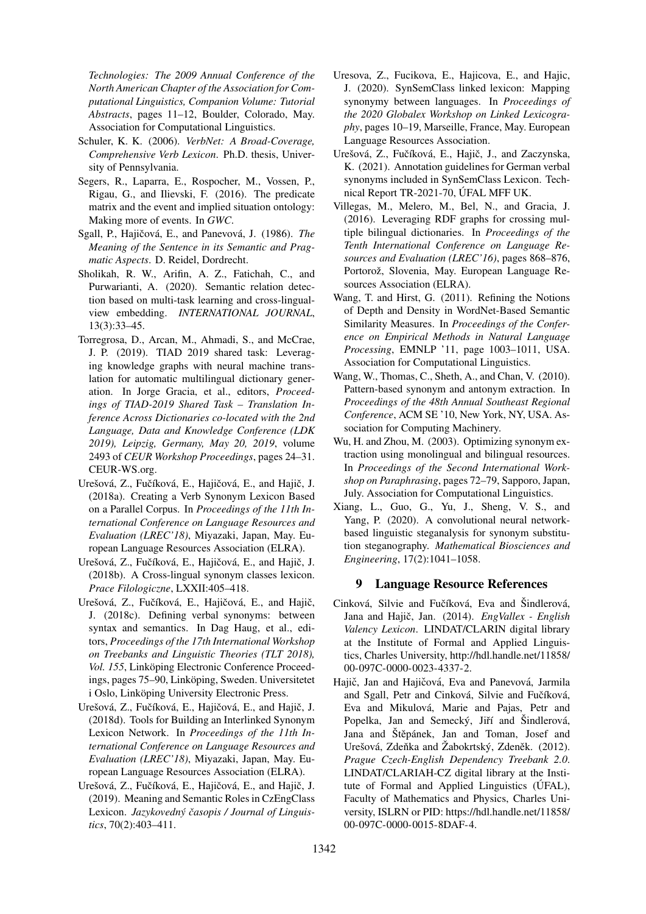*Technologies: The 2009 Annual Conference of the North American Chapter of the Association for Computational Linguistics, Companion Volume: Tutorial Abstracts*, pages 11–12, Boulder, Colorado, May. Association for Computational Linguistics.

Schuler, K. K. (2006). *VerbNet: A Broad-Coverage, Comprehensive Verb Lexicon*. Ph.D. thesis, University of Pennsylvania.

Segers, R., Laparra, E., Rospocher, M., Vossen, P., Rigau, G., and Ilievski, F. (2016). The predicate matrix and the event and implied situation ontology: Making more of events. In *GWC*.

Sgall, P., Hajičová, E., and Panevová, J. (1986). *The Meaning of the Sentence in its Semantic and Pragmatic Aspects*. D. Reidel, Dordrecht.

Sholikah, R. W., Arifin, A. Z., Fatichah, C., and Purwarianti, A. (2020). Semantic relation detection based on multi-task learning and cross-lingual-view embedding. *INTERNATIONAL JOURNAL*, 13(3):33–45.

Torregrosa, D., Arcan, M., Ahmadi, S., and McCrae, J. P. (2019). TIAD 2019 shared task: Leveraging knowledge graphs with neural machine translation for automatic multilingual dictionary generation. In Jorge Gracia, et al., editors, *Proceedings of TIAD-2019 Shared Task – Translation Inference Across Dictionaries co-located with the 2nd Language, Data and Knowledge Conference (LDK 2019), Leipzig, Germany, May 20, 2019*, volume 2493 of *CEUR Workshop Proceedings*, pages 24–31. CEUR-WS.org.

Urešová, Z., Fučíková, E., Hajičová, E., and Hajič, J. (2018a). Creating a Verb Synonym Lexicon Based on a Parallel Corpus. In *Proceedings of the 11th International Conference on Language Resources and Evaluation (LREC'18)*, Miyazaki, Japan, May. European Language Resources Association (ELRA).

Urešová, Z., Fučíková, E., Hajičová, E., and Hajič, J. (2018b). A Cross-lingual synonym classes lexicon. *Prace Filologiczne*, LXXII:405–418.

Urešová, Z., Fučíková, E., Hajičová, E., and Hajič, J. (2018c). Defining verbal synonyms: between syntax and semantics. In Dag Haug, et al., editors, *Proceedings of the 17th International Workshop on Treebanks and Linguistic Theories (TLT 2018), Vol. 155*, Linköping Electronic Conference Proceedings, pages 75–90, Linköping, Sweden. Universitetet i Oslo, Linköping University Electronic Press.

Urešová, Z., Fučíková, E., Hajičová, E., and Hajič, J. (2018d). Tools for Building an Interlinked Synonym Lexicon Network. In *Proceedings of the 11th International Conference on Language Resources and Evaluation (LREC'18)*, Miyazaki, Japan, May. European Language Resources Association (ELRA).

Urešová, Z., Fučíková, E., Hajičová, E., and Hajič, J. (2019). Meaning and Semantic Roles in CzEngClass Lexicon. *Jazykovedný časopis / Journal of Linguistics*, 70(2):403–411.

Uresova, Z., Fucikova, E., Hajicova, E., and Hajic, J. (2020). SynSemClass linked lexicon: Mapping synonymy between languages. In *Proceedings of the 2020 Globalex Workshop on Linked Lexicography*, pages 10–19, Marseille, France, May. European Language Resources Association.

Urešová, Z., Fučíková, E., Hajič, J., and Zaczynska, K. (2021). Annotation guidelines for German verbal synonyms included in SynSemClass Lexicon. Technical Report TR-2021-70, ÚFAL MFF UK.

Villegas, M., Melero, M., Bel, N., and Gracia, J. (2016). Leveraging RDF graphs for crossing multiple bilingual dictionaries. In *Proceedings of the Tenth International Conference on Language Resources and Evaluation (LREC'16)*, pages 868–876, Portorož, Slovenia, May. European Language Resources Association (ELRA).

Wang, T. and Hirst, G. (2011). Refining the Notions of Depth and Density in WordNet-Based Semantic Similarity Measures. In *Proceedings of the Conference on Empirical Methods in Natural Language Processing*, EMNLP '11, page 1003–1011, USA. Association for Computational Linguistics.

Wang, W., Thomas, C., Sheth, A., and Chan, V. (2010). Pattern-based synonym and antonym extraction. In *Proceedings of the 48th Annual Southeast Regional Conference*, ACM SE '10, New York, NY, USA. Association for Computing Machinery.

Wu, H. and Zhou, M. (2003). Optimizing synonym extraction using monolingual and bilingual resources. In *Proceedings of the Second International Workshop on Paraphrasing*, pages 72–79, Sapporo, Japan, July. Association for Computational Linguistics.

Xiang, L., Guo, G., Yu, J., Sheng, V. S., and Yang, P. (2020). A convolutional neural network-based linguistic steganalysis for synonym substitution steganography. *Mathematical Biosciences and Engineering*, 17(2):1041–1058.

## 9 Language Resource References

Cinková, Silvie and Fučíková, Eva and Šindlerová, Jana and Hajič, Jan. (2014). *EngVallex - English Valency Lexicon*. LINDAT/CLARIN digital library at the Institute of Formal and Applied Linguistics, Charles University, http://hdl.handle.net/11858/00-097C-0000-0023-4337-2.

Hajič, Jan and Hajičová, Eva and Panevová, Jarmila and Sgall, Petr and Cinková, Silvie and Fučíková, Eva and Mikulová, Marie and Pajas, Petr and Popelka, Jan and Semecký, Jiří and Šindlerová, Jana and Štěpánek, Jan and Toman, Josef and Urešová, Zdeňka and Žabokrtský, Zdeněk. (2012). *Prague Czech-English Dependency Treebank 2.0*. LINDAT/CLARIAH-CZ digital library at the Institute of Formal and Applied Linguistics (ÚFAL), Faculty of Mathematics and Physics, Charles University, ISLRN or PID: https://hdl.handle.net/11858/00-097C-0000-0015-8DAF-4.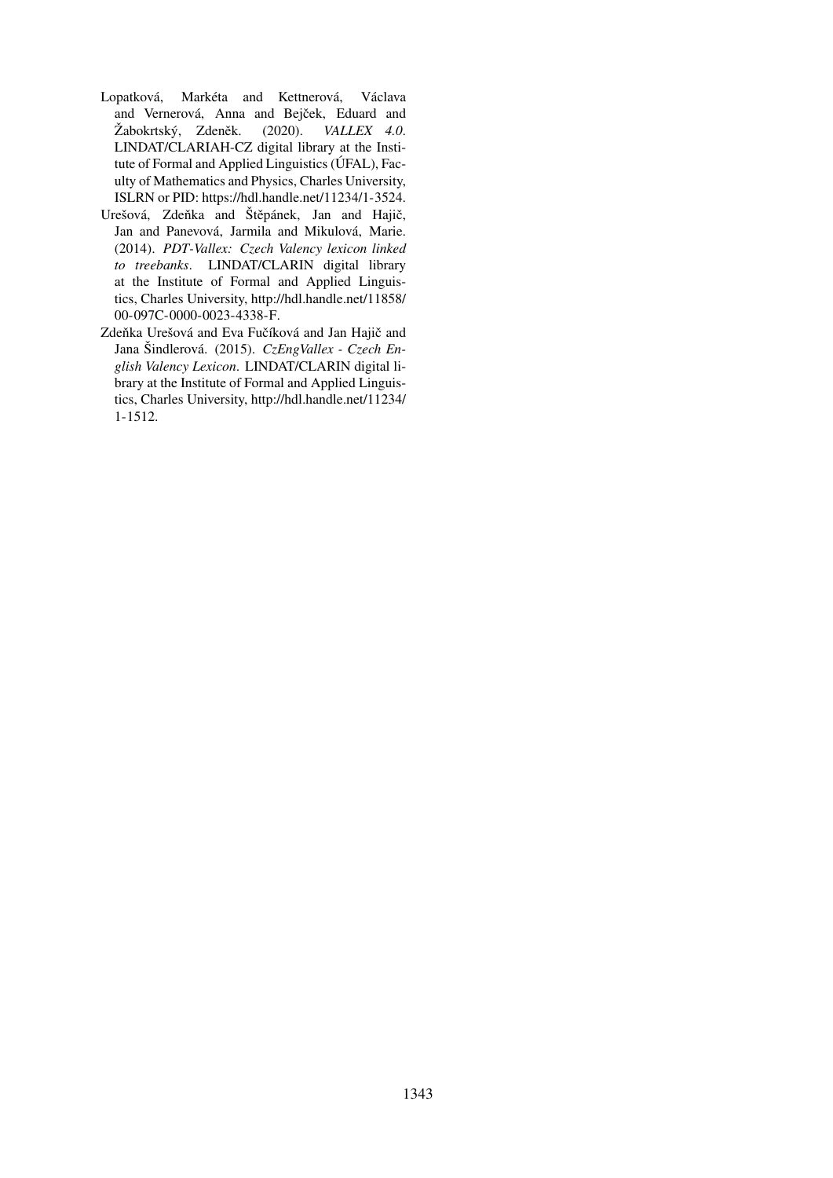Lopatková, Markéta and Kettnerová, Václava and Vernerová, Anna and Bejček, Eduard and Žabokrtský, Zdeněk. (2020). *VALLEX 4.0*. LINDAT/CLARIAH-CZ digital library at the Institute of Formal and Applied Linguistics (ÚFAL), Faculty of Mathematics and Physics, Charles University, ISLRN or PID: https://hdl.handle.net/11234/1-3524.

Urešová, Zdeňka and Štěpánek, Jan and Hajič, Jan and Panevová, Jarmila and Mikulová, Marie. (2014). *PDT-Vallex: Czech Valency lexicon linked to treebanks*. LINDAT/CLARIN digital library at the Institute of Formal and Applied Linguistics, Charles University, http://hdl.handle.net/11858/00-097C-0000-0023-4338-F.

Zdeňka Urešová and Eva Fučíková and Jan Hajič and Jana Šindlerová. (2015). *CzEngVallex - Czech English Valency Lexicon*. LINDAT/CLARIN digital library at the Institute of Formal and Applied Linguistics, Charles University, http://hdl.handle.net/11234/1-1512.